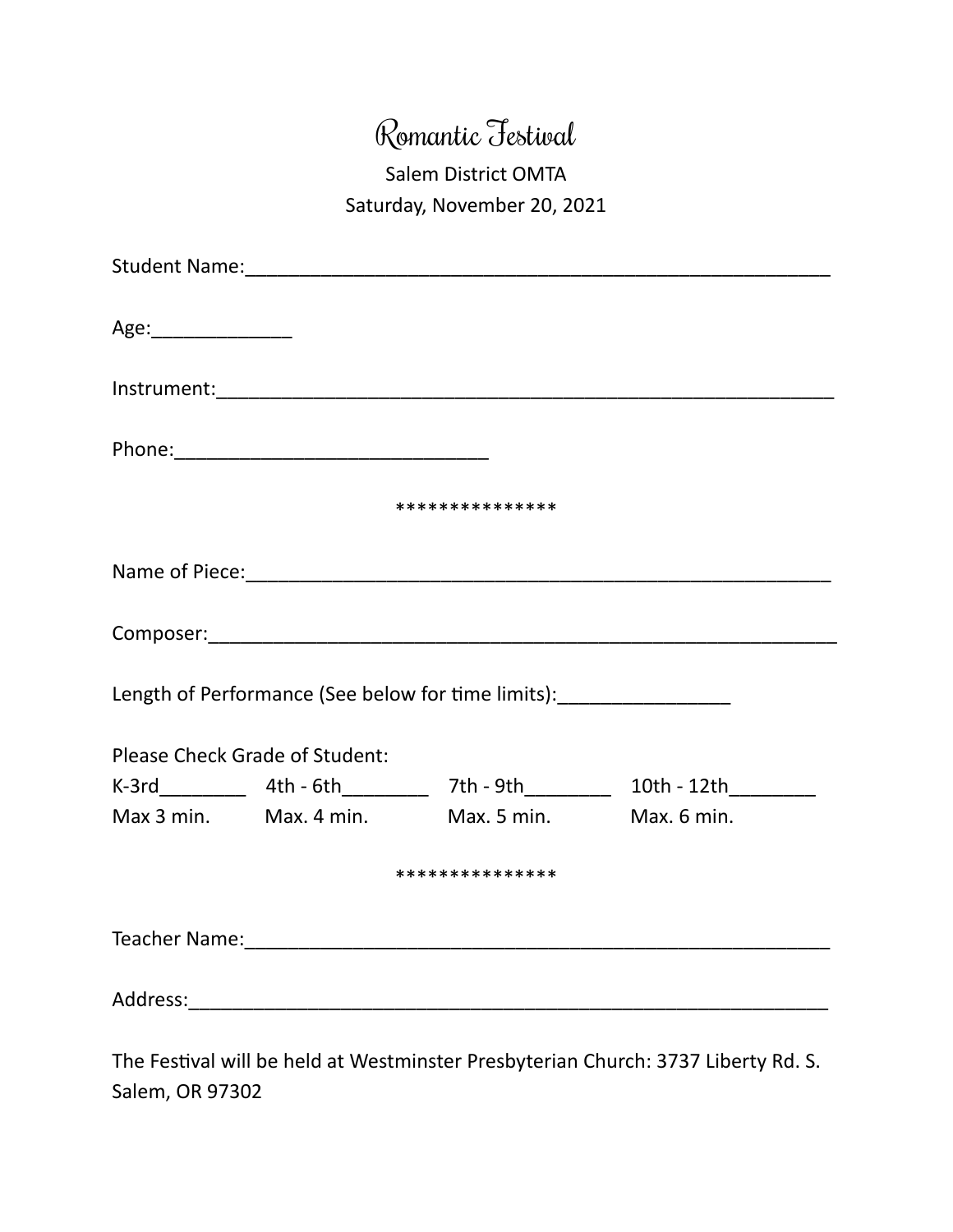# Romantic Festival

Salem District OMTA

Saturday, November 20, 2021

Student Name:_______________________________________________________

Age:_____________

Instrument:_________________________________________________________

Phone:_____________________________

***************

Name of Piece:_______________________________________________________

Composer:__________________________________________________________

Length of Performance (See below for time limits):________________

Please Check Grade of Student:

| K-3rd________ | 4th - 6th________ | 7th - 9th________ | 10th - 12th________ |
|---|---|---|---|
| Max 3 min. | Max. 4 min. | Max. 5 min. | Max. 6 min. |

***************

Teacher Name:_______________________________________________________

Address:____________________________________________________________

The Festival will be held at Westminster Presbyterian Church: 3737 Liberty Rd. S. Salem, OR 97302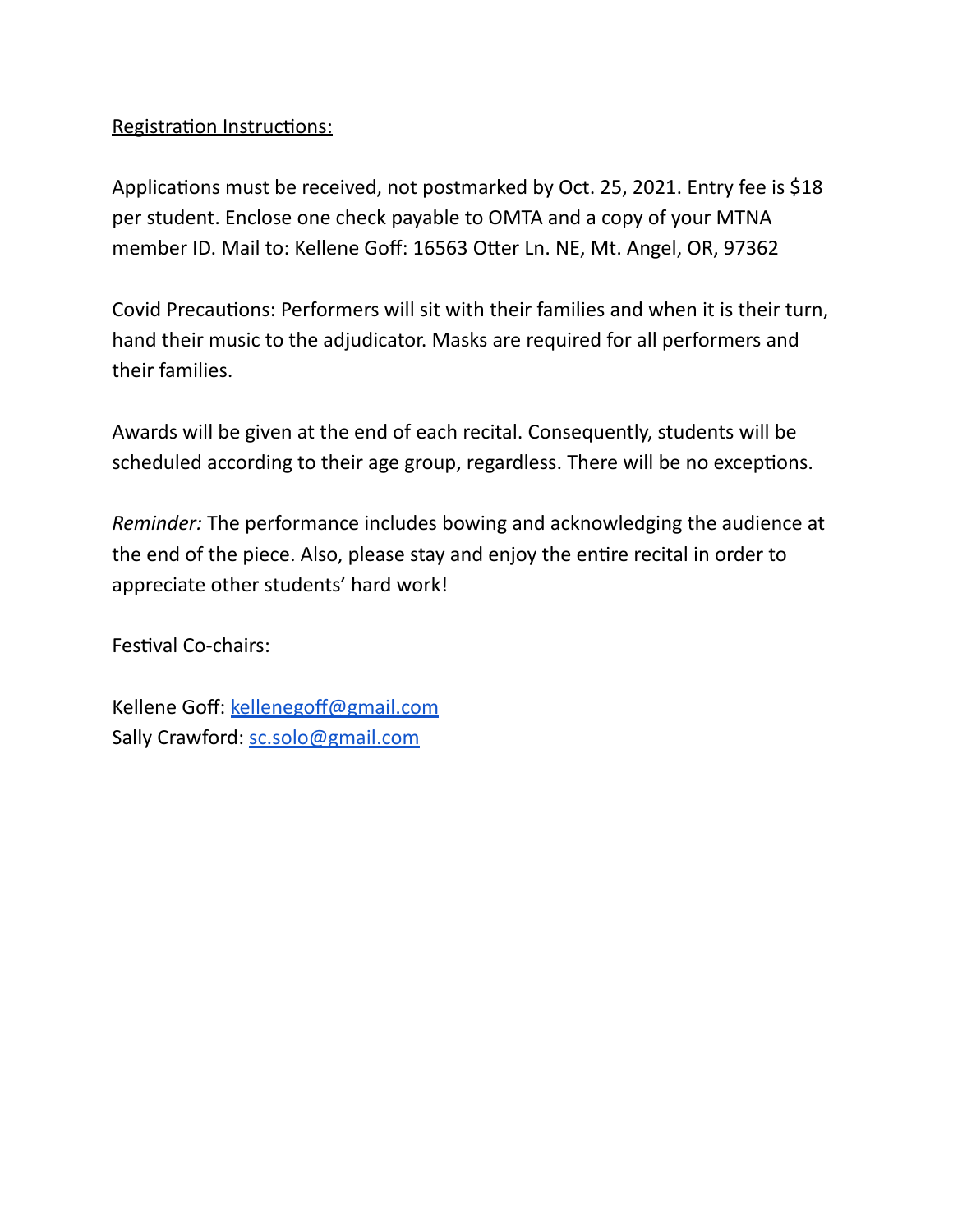Registration Instructions:

Applications must be received, not postmarked by Oct. 25, 2021. Entry fee is $18 per student. Enclose one check payable to OMTA and a copy of your MTNA member ID. Mail to: Kellene Goff: 16563 Otter Ln. NE, Mt. Angel, OR, 97362

Covid Precautions: Performers will sit with their families and when it is their turn, hand their music to the adjudicator. Masks are required for all performers and their families.

Awards will be given at the end of each recital. Consequently, students will be scheduled according to their age group, regardless. There will be no exceptions.

*Reminder:* The performance includes bowing and acknowledging the audience at the end of the piece. Also, please stay and enjoy the entire recital in order to appreciate other students' hard work!

Festival Co-chairs:

Kellene Goff: kellenegoff@gmail.com
Sally Crawford: sc.solo@gmail.com